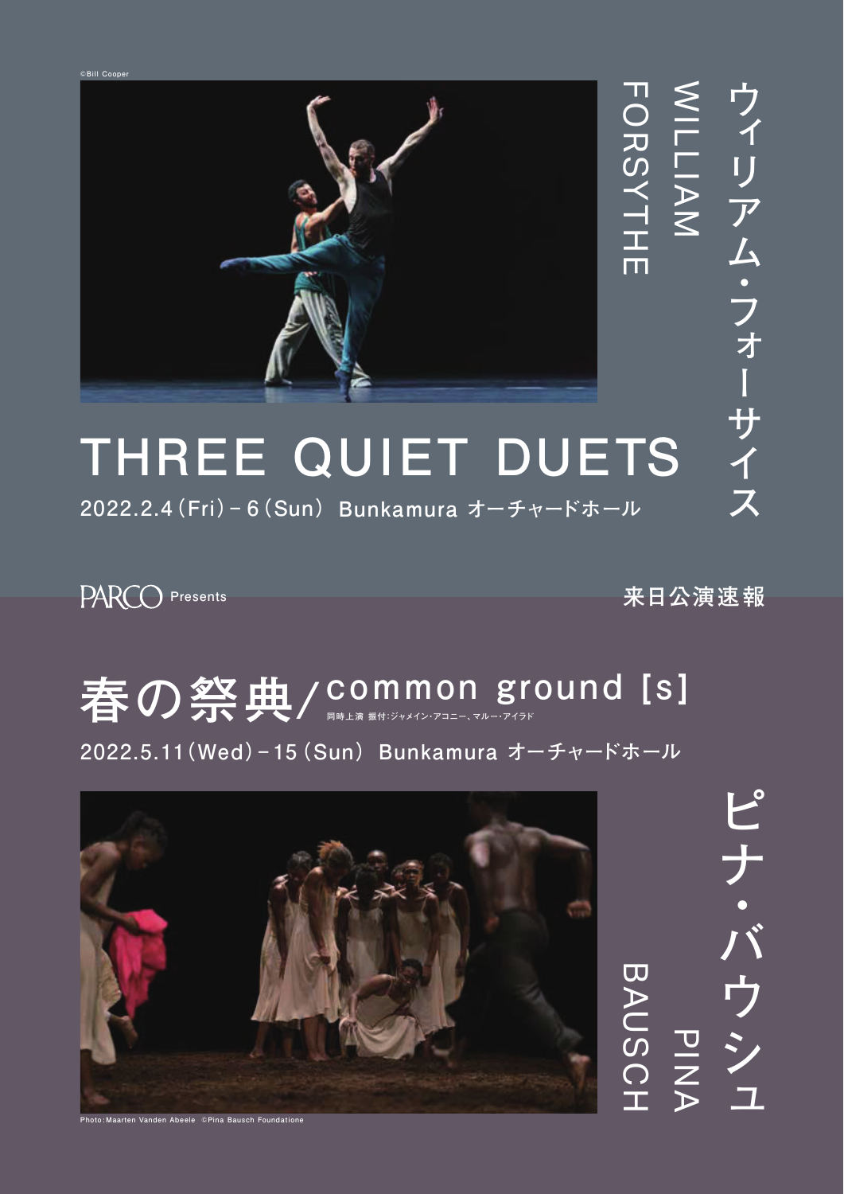©Bill Cooper

# ウィリアム・フォーサイス

WILLIAM FORSYTHE

## THREE QUIET DUETS

2022.2.4（Fri）– 6（Sun） Bunkamura オーチャードホール

PARCO Presents

来日公演速報

# ピナ・バウシュ

PINA BAUSCH

## 春の祭典／common ground [s]

同時上演 振付：ジャメイン・アコニー、マルー・アイラド

2022.5.11（Wed）– 15（Sun） Bunkamura オーチャードホール

Photo：Maarten Vanden Abeele ©Pina Bausch Foundatione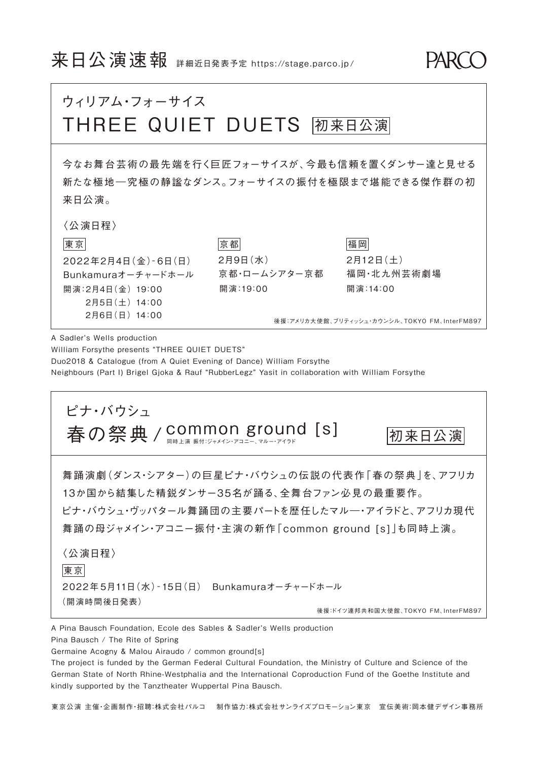# 来日公演速報 詳細近日発表予定 https://stage.parco.jp/

PARCO

## ウィリアム・フォーサイス
## THREE QUIET DUETS 初来日公演

今なお舞台芸術の最先端を行く巨匠フォーサイスが、今最も信頼を置くダンサー達と見せる新たな極地—究極の静謐なダンス。フォーサイスの振付を極限まで堪能できる傑作群の初来日公演。

〈公演日程〉

**東京**
2022年2月4日(金)-6日(日)
Bunkamuraオーチャードホール
開演:2月4日(金) 19:00
2月5日(土) 14:00
2月6日(日) 14:00

**京都**
2月9日(水)
京都・ロームシアター京都
開演:19:00

**福岡**
2月12日(土)
福岡・北九州芸術劇場
開演:14:00

後援:アメリカ大使館、ブリティッシュ・カウンシル、TOKYO FM、InterFM897

A Sadler's Wells production
William Forsythe presents "THREE QUIET DUETS"
Duo2018 & Catalogue (from A Quiet Evening of Dance) William Forsythe
Neighbours (Part I) Brigel Gjoka & Rauf "RubberLegz" Yasit in collaboration with William Forsythe

## ピナ・バウシュ
## 春の祭典 / common ground [s] 初来日公演

同時上演 振付:ジャメイン・アコニー、マルー・アイラド

舞踊演劇(ダンス・シアター)の巨星ピナ・バウシュの伝説の代表作「春の祭典」を、アフリカ13か国から結集した精鋭ダンサー35名が踊る、全舞台ファン必見の最重要作。
ピナ・バウシュ・ヴッパタール舞踊団の主要パートを歴任したマルー・アイラドと、アフリカ現代舞踊の母ジャメイン・アコニー振付・主演の新作「common ground [s]」も同時上演。

〈公演日程〉

**東京**
2022年5月11日(水)-15日(日) Bunkamuraオーチャードホール
(開演時間後日発表)

後援:ドイツ連邦共和国大使館、TOKYO FM、InterFM897

A Pina Bausch Foundation, Ecole des Sables & Sadler's Wells production
Pina Bausch / The Rite of Spring
Germaine Acogny & Malou Airaudo / common ground[s]
The project is funded by the German Federal Cultural Foundation, the Ministry of Culture and Science of the German State of North Rhine-Westphalia and the International Coproduction Fund of the Goethe Institute and kindly supported by the Tanztheater Wuppertal Pina Bausch.

東京公演 主催・企画制作・招聘:株式会社パルコ　制作協力:株式会社サンライズプロモーション東京　宣伝美術:岡本健デザイン事務所